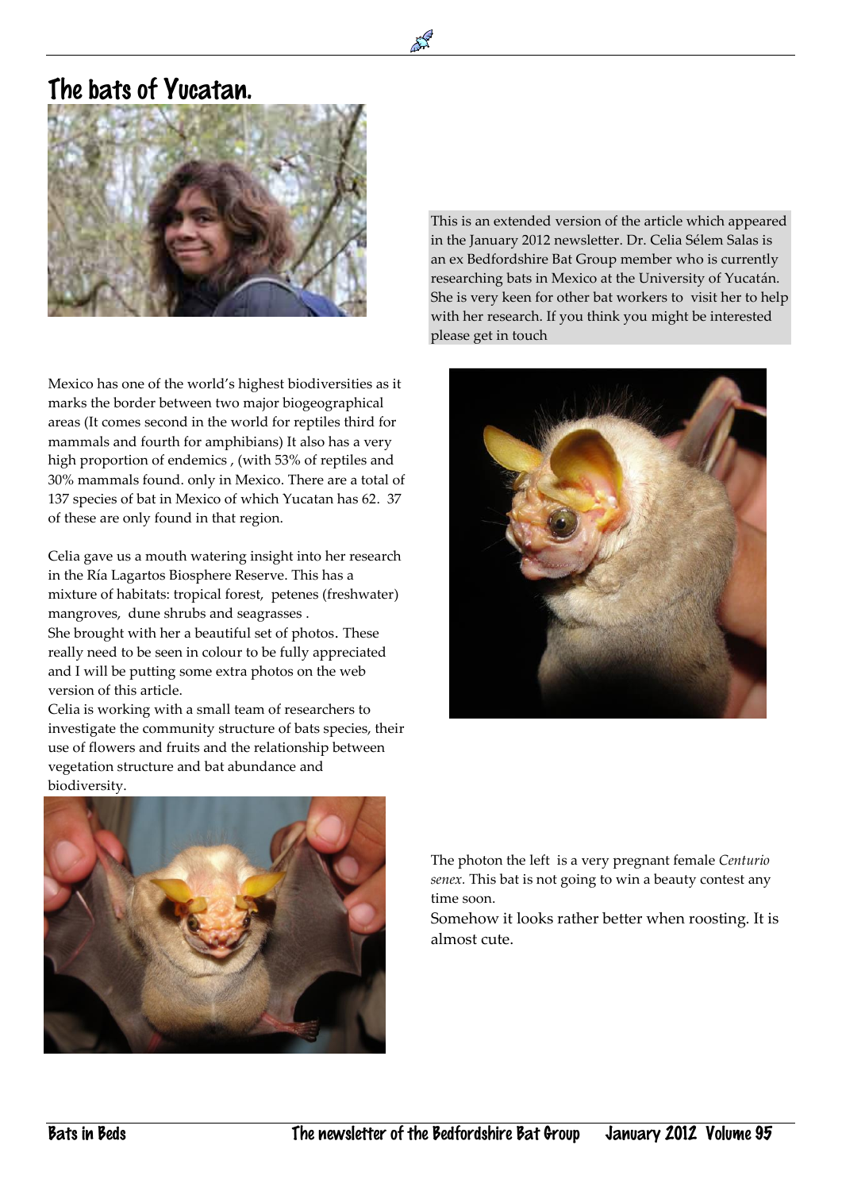# The bats of Yucatan.

This is an extended version of the article which appeared in the January 2012 newsletter. Dr. Celia Sélem Salas is an ex Bedfordshire Bat Group member who is currently researching bats in Mexico at the University of Yucatán. She is very keen for other bat workers to visit her to help with her research. If you think you might be interested please get in touch

Mexico has one of the world's highest biodiversities as it marks the border between two major biogeographical areas (It comes second in the world for reptiles third for mammals and fourth for amphibians) It also has a very high proportion of endemics , (with 53% of reptiles and 30% mammals found. only in Mexico. There are a total of 137 species of bat in Mexico of which Yucatan has 62. 37 of these are only found in that region.

Celia gave us a mouth watering insight into her research in the Ría Lagartos Biosphere Reserve. This has a mixture of habitats: tropical forest, petenes (freshwater) mangroves, dune shrubs and seagrasses .
She brought with her a beautiful set of photos. These really need to be seen in colour to be fully appreciated and I will be putting some extra photos on the web version of this article.
Celia is working with a small team of researchers to investigate the community structure of bats species, their use of flowers and fruits and the relationship between vegetation structure and bat abundance and biodiversity.

The photon the left is a very pregnant female *Centurio senex*. This bat is not going to win a beauty contest any time soon.
Somehow it looks rather better when roosting. It is almost cute.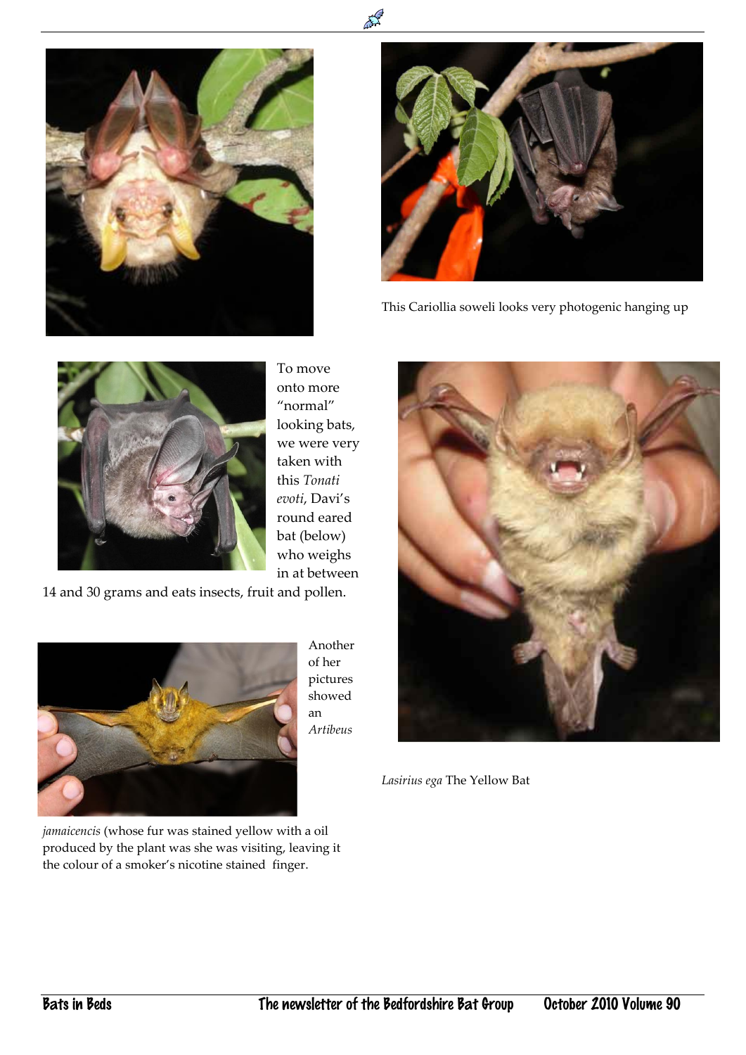This Cariollia soweli looks very photogenic hanging up

To move onto more "normal" looking bats, we were very taken with this *Tonati evoti*, Davi's round eared bat (below) who weighs in at between 14 and 30 grams and eats insects, fruit and pollen.

Another of her pictures showed an *Artibeus jamaicencis* (whose fur was stained yellow with a oil produced by the plant was she was visiting, leaving it the colour of a smoker's nicotine stained finger.

*Lasirius ega* The Yellow Bat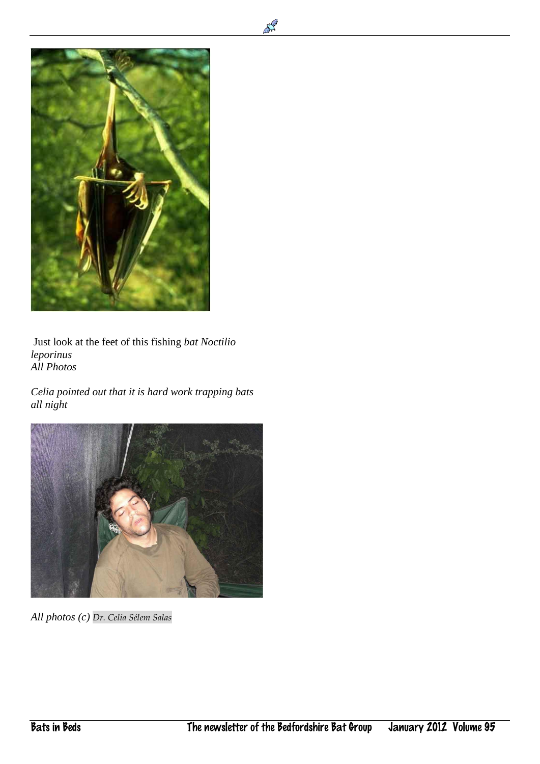Just look at the feet of this fishing *bat Noctilio leporinus*
*All Photos*

*Celia pointed out that it is hard work trapping bats all night*

*All photos (c) Dr. Celia Sélem Salas*